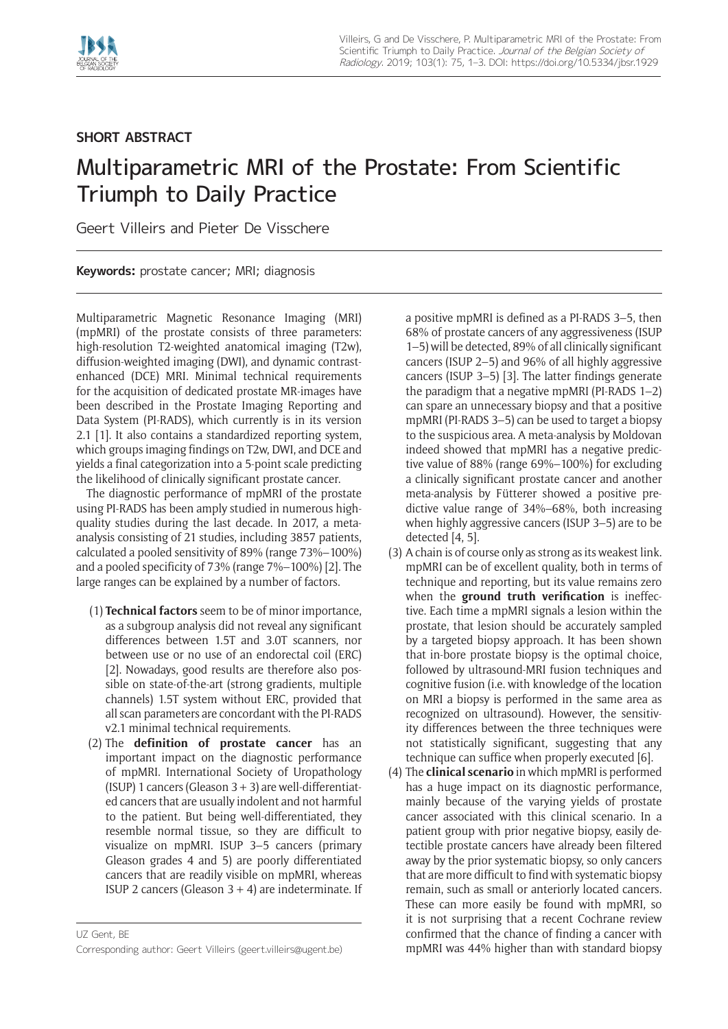**SHORT ABSTRACT**

# Multiparametric MRI of the Prostate: From Scientific Triumph to Daily Practice

Geert Villeirs and Pieter De Visschere

**Keywords:** prostate cancer; MRI; diagnosis

Multiparametric Magnetic Resonance Imaging (MRI) (mpMRI) of the prostate consists of three parameters: high-resolution T2-weighted anatomical imaging (T2w), diffusion-weighted imaging (DWI), and dynamic contrast-enhanced (DCE) MRI. Minimal technical requirements for the acquisition of dedicated prostate MR-images have been described in the Prostate Imaging Reporting and Data System (PI-RADS), which currently is in its version 2.1 [1]. It also contains a standardized reporting system, which groups imaging findings on T2w, DWI, and DCE and yields a final categorization into a 5-point scale predicting the likelihood of clinically significant prostate cancer.

The diagnostic performance of mpMRI of the prostate using PI-RADS has been amply studied in numerous high-quality studies during the last decade. In 2017, a meta-analysis consisting of 21 studies, including 3857 patients, calculated a pooled sensitivity of 89% (range 73%–100%) and a pooled specificity of 73% (range 7%–100%) [2]. The large ranges can be explained by a number of factors.

(1) **Technical factors** seem to be of minor importance, as a subgroup analysis did not reveal any significant differences between 1.5T and 3.0T scanners, nor between use or no use of an endorectal coil (ERC) [2]. Nowadays, good results are therefore also possible on state-of-the-art (strong gradients, multiple channels) 1.5T system without ERC, provided that all scan parameters are concordant with the PI-RADS v2.1 minimal technical requirements.

(2) The **definition of prostate cancer** has an important impact on the diagnostic performance of mpMRI. International Society of Uropathology (ISUP) 1 cancers (Gleason 3 + 3) are well-differentiated cancers that are usually indolent and not harmful to the patient. But being well-differentiated, they resemble normal tissue, so they are difficult to visualize on mpMRI. ISUP 3–5 cancers (primary Gleason grades 4 and 5) are poorly differentiated cancers that are readily visible on mpMRI, whereas ISUP 2 cancers (Gleason 3 + 4) are indeterminate. If a positive mpMRI is defined as a PI-RADS 3–5, then 68% of prostate cancers of any aggressiveness (ISUP 1–5) will be detected, 89% of all clinically significant cancers (ISUP 2–5) and 96% of all highly aggressive cancers (ISUP 3–5) [3]. The latter findings generate the paradigm that a negative mpMRI (PI-RADS 1–2) can spare an unnecessary biopsy and that a positive mpMRI (PI-RADS 3–5) can be used to target a biopsy to the suspicious area. A meta-analysis by Moldovan indeed showed that mpMRI has a negative predictive value of 88% (range 69%–100%) for excluding a clinically significant prostate cancer and another meta-analysis by Fütterer showed a positive predictive value range of 34%–68%, both increasing when highly aggressive cancers (ISUP 3–5) are to be detected [4, 5].

(3) A chain is of course only as strong as its weakest link. mpMRI can be of excellent quality, both in terms of technique and reporting, but its value remains zero when the **ground truth verification** is ineffective. Each time a mpMRI signals a lesion within the prostate, that lesion should be accurately sampled by a targeted biopsy approach. It has been shown that in-bore prostate biopsy is the optimal choice, followed by ultrasound-MRI fusion techniques and cognitive fusion (i.e. with knowledge of the location on MRI a biopsy is performed in the same area as recognized on ultrasound). However, the sensitivity differences between the three techniques were not statistically significant, suggesting that any technique can suffice when properly executed [6].

(4) The **clinical scenario** in which mpMRI is performed has a huge impact on its diagnostic performance, mainly because of the varying yields of prostate cancer associated with this clinical scenario. In a patient group with prior negative biopsy, easily detectible prostate cancers have already been filtered away by the prior systematic biopsy, so only cancers that are more difficult to find with systematic biopsy remain, such as small or anteriorly located cancers. These can more easily be found with mpMRI, so it is not surprising that a recent Cochrane review confirmed that the chance of finding a cancer with mpMRI was 44% higher than with standard biopsy

UZ Gent, BE

Corresponding author: Geert Villeirs (geert.villeirs@ugent.be)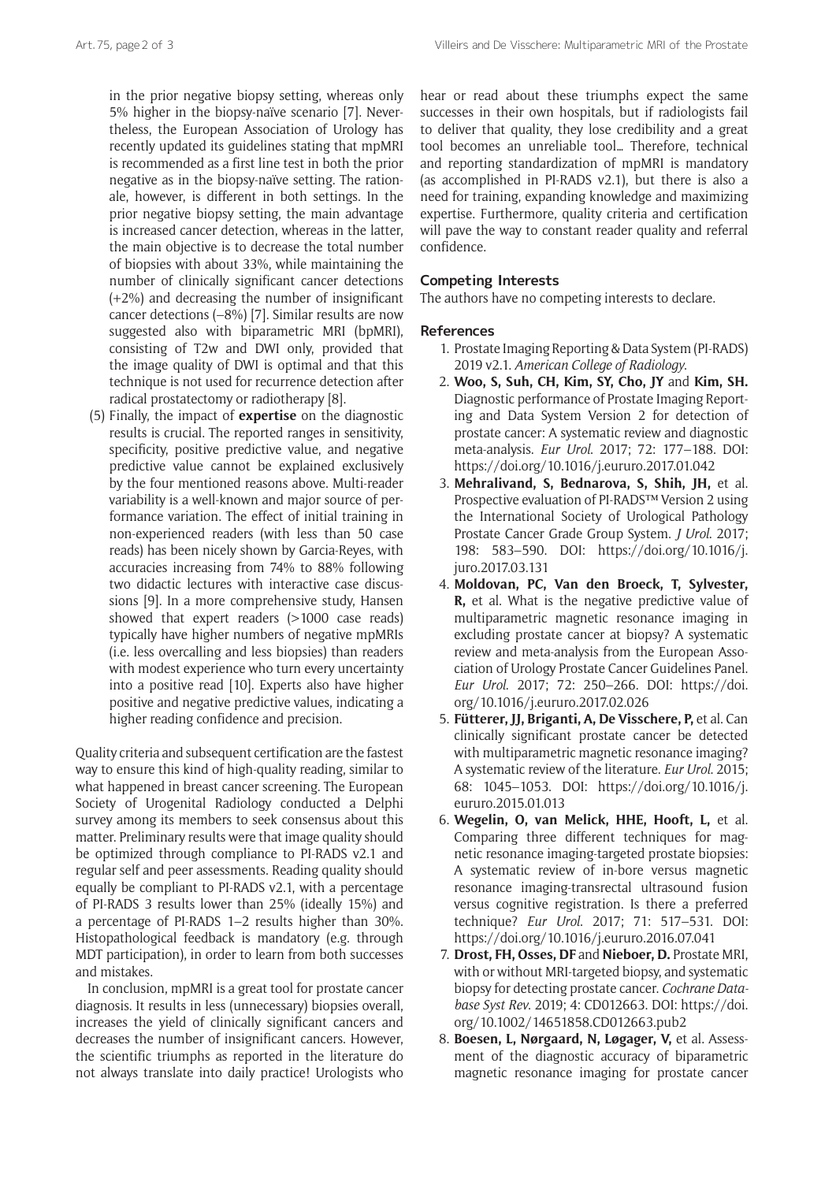in the prior negative biopsy setting, whereas only 5% higher in the biopsy-naïve scenario [7]. Nevertheless, the European Association of Urology has recently updated its guidelines stating that mpMRI is recommended as a first line test in both the prior negative as in the biopsy-naïve setting. The rationale, however, is different in both settings. In the prior negative biopsy setting, the main advantage is increased cancer detection, whereas in the latter, the main objective is to decrease the total number of biopsies with about 33%, while maintaining the number of clinically significant cancer detections (+2%) and decreasing the number of insignificant cancer detections (–8%) [7]. Similar results are now suggested also with biparametric MRI (bpMRI), consisting of T2w and DWI only, provided that the image quality of DWI is optimal and that this technique is not used for recurrence detection after radical prostatectomy or radiotherapy [8].

(5) Finally, the impact of **expertise** on the diagnostic results is crucial. The reported ranges in sensitivity, specificity, positive predictive value, and negative predictive value cannot be explained exclusively by the four mentioned reasons above. Multi-reader variability is a well-known and major source of performance variation. The effect of initial training in non-experienced readers (with less than 50 case reads) has been nicely shown by Garcia-Reyes, with accuracies increasing from 74% to 88% following two didactic lectures with interactive case discussions [9]. In a more comprehensive study, Hansen showed that expert readers (>1000 case reads) typically have higher numbers of negative mpMRIs (i.e. less overcalling and less biopsies) than readers with modest experience who turn every uncertainty into a positive read [10]. Experts also have higher positive and negative predictive values, indicating a higher reading confidence and precision.

Quality criteria and subsequent certification are the fastest way to ensure this kind of high-quality reading, similar to what happened in breast cancer screening. The European Society of Urogenital Radiology conducted a Delphi survey among its members to seek consensus about this matter. Preliminary results were that image quality should be optimized through compliance to PI-RADS v2.1 and regular self and peer assessments. Reading quality should equally be compliant to PI-RADS v2.1, with a percentage of PI-RADS 3 results lower than 25% (ideally 15%) and a percentage of PI-RADS 1–2 results higher than 30%. Histopathological feedback is mandatory (e.g. through MDT participation), in order to learn from both successes and mistakes.

In conclusion, mpMRI is a great tool for prostate cancer diagnosis. It results in less (unnecessary) biopsies overall, increases the yield of clinically significant cancers and decreases the number of insignificant cancers. However, the scientific triumphs as reported in the literature do not always translate into daily practice! Urologists who hear or read about these triumphs expect the same successes in their own hospitals, but if radiologists fail to deliver that quality, they lose credibility and a great tool becomes an unreliable tool… Therefore, technical and reporting standardization of mpMRI is mandatory (as accomplished in PI-RADS v2.1), but there is also a need for training, expanding knowledge and maximizing expertise. Furthermore, quality criteria and certification will pave the way to constant reader quality and referral confidence.

## Competing Interests

The authors have no competing interests to declare.

## References

1. Prostate Imaging Reporting & Data System (PI-RADS) 2019 v2.1. *American College of Radiology*.
2. **Woo, S, Suh, CH, Kim, SY, Cho, JY** and **Kim, SH.** Diagnostic performance of Prostate Imaging Reporting and Data System Version 2 for detection of prostate cancer: A systematic review and diagnostic meta-analysis. *Eur Urol*. 2017; 72: 177–188. DOI: https://doi.org/10.1016/j.eururo.2017.01.042
3. **Mehralivand, S, Bednarova, S, Shih, JH,** et al. Prospective evaluation of PI-RADS™ Version 2 using the International Society of Urological Pathology Prostate Cancer Grade Group System. *J Urol*. 2017; 198: 583–590. DOI: https://doi.org/10.1016/j.juro.2017.03.131
4. **Moldovan, PC, Van den Broeck, T, Sylvester, R,** et al. What is the negative predictive value of multiparametric magnetic resonance imaging in excluding prostate cancer at biopsy? A systematic review and meta-analysis from the European Association of Urology Prostate Cancer Guidelines Panel. *Eur Urol*. 2017; 72: 250–266. DOI: https://doi.org/10.1016/j.eururo.2017.02.026
5. **Fütterer, JJ, Briganti, A, De Visschere, P,** et al. Can clinically significant prostate cancer be detected with multiparametric magnetic resonance imaging? A systematic review of the literature. *Eur Urol*. 2015; 68: 1045–1053. DOI: https://doi.org/10.1016/j.eururo.2015.01.013
6. **Wegelin, O, van Melick, HHE, Hooft, L,** et al. Comparing three different techniques for magnetic resonance imaging-targeted prostate biopsies: A systematic review of in-bore versus magnetic resonance imaging-transrectal ultrasound fusion versus cognitive registration. Is there a preferred technique? *Eur Urol*. 2017; 71: 517–531. DOI: https://doi.org/10.1016/j.eururo.2016.07.041
7. **Drost, FH, Osses, DF** and **Nieboer, D.** Prostate MRI, with or without MRI-targeted biopsy, and systematic biopsy for detecting prostate cancer. *Cochrane Database Syst Rev*. 2019; 4: CD012663. DOI: https://doi.org/10.1002/14651858.CD012663.pub2
8. **Boesen, L, Nørgaard, N, Løgager, V,** et al. Assessment of the diagnostic accuracy of biparametric magnetic resonance imaging for prostate cancer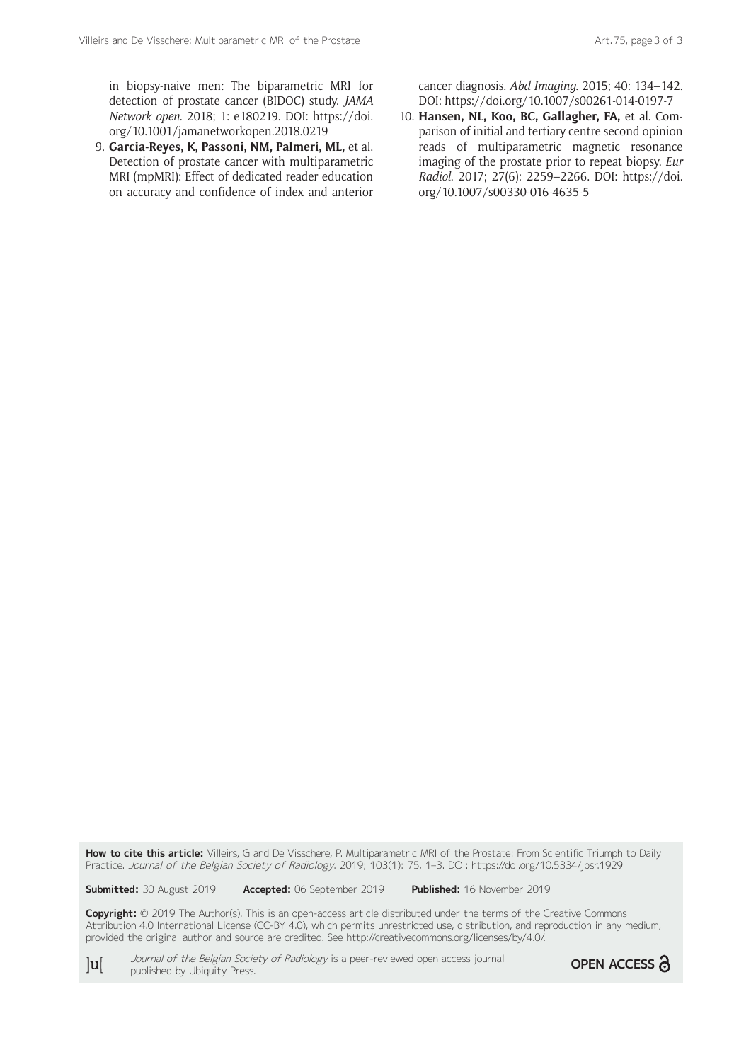in biopsy-naive men: The biparametric MRI for detection of prostate cancer (BIDOC) study. *JAMA Network open*. 2018; 1: e180219. DOI: https://doi.org/10.1001/jamanetworkopen.2018.0219

9. **Garcia-Reyes, K, Passoni, NM, Palmeri, ML,** et al. Detection of prostate cancer with multiparametric MRI (mpMRI): Effect of dedicated reader education on accuracy and confidence of index and anterior cancer diagnosis. *Abd Imaging*. 2015; 40: 134–142. DOI: https://doi.org/10.1007/s00261-014-0197-7
10. **Hansen, NL, Koo, BC, Gallagher, FA,** et al. Comparison of initial and tertiary centre second opinion reads of multiparametric magnetic resonance imaging of the prostate prior to repeat biopsy. *Eur Radiol*. 2017; 27(6): 2259–2266. DOI: https://doi.org/10.1007/s00330-016-4635-5

**How to cite this article:** Villeirs, G and De Visschere, P. Multiparametric MRI of the Prostate: From Scientific Triumph to Daily Practice. *Journal of the Belgian Society of Radiology*. 2019; 103(1): 75, 1–3. DOI: https://doi.org/10.5334/jbsr.1929

**Submitted:** 30 August 2019 **Accepted:** 06 September 2019 **Published:** 16 November 2019

**Copyright:** © 2019 The Author(s). This is an open-access article distributed under the terms of the Creative Commons Attribution 4.0 International License (CC-BY 4.0), which permits unrestricted use, distribution, and reproduction in any medium, provided the original author and source are credited. See http://creativecommons.org/licenses/by/4.0/.

*Journal of the Belgian Society of Radiology* is a peer-reviewed open access journal published by Ubiquity Press.

**OPEN ACCESS**